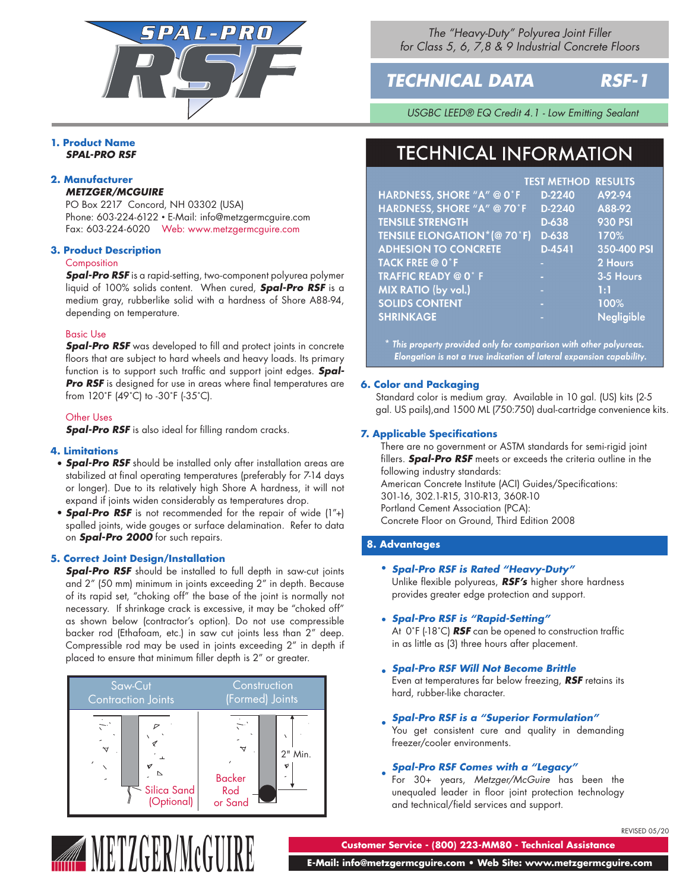# SPAL-PRO RSF

The "Heavy-Duty" Polyurea Joint Filler for Class 5, 6, 7,8 & 9 Industrial Concrete Floors

## TECHNICAL DATA RSF-1

USGBC LEED® EQ Credit 4.1 - Low Emitting Sealant

### 1. Product Name

***SPAL-PRO RSF***

### 2. Manufacturer

***METZGER/MCGUIRE***
PO Box 2217 Concord, NH 03302 (USA)
Phone: 603-224-6122 • E-Mail: info@metzgermcguire.com
Fax: 603-224-6020 Web: www.metzgermcguire.com

### 3. Product Description

Composition

***Spal-Pro RSF*** is a rapid-setting, two-component polyurea polymer liquid of 100% solids content. When cured, ***Spal-Pro RSF*** is a medium gray, rubberlike solid with a hardness of Shore A88-94, depending on temperature.

Basic Use

***Spal-Pro RSF*** was developed to fill and protect joints in concrete floors that are subject to hard wheels and heavy loads. Its primary function is to support such traffic and support joint edges. ***Spal-Pro RSF*** is designed for use in areas where final temperatures are from 120˚F (49˚C) to -30˚F (-35˚C).

Other Uses

***Spal-Pro RSF*** is also ideal for filling random cracks.

### 4. Limitations

- ***Spal-Pro RSF*** should be installed only after installation areas are stabilized at final operating temperatures (preferably for 7-14 days or longer). Due to its relatively high Shore A hardness, it will not expand if joints widen considerably as temperatures drop.
- ***Spal-Pro RSF*** is not recommended for the repair of wide (1"+) spalled joints, wide gouges or surface delamination. Refer to data on ***Spal-Pro 2000*** for such repairs.

### 5. Correct Joint Design/Installation

***Spal-Pro RSF*** should be installed to full depth in saw-cut joints and 2" (50 mm) minimum in joints exceeding 2" in depth. Because of its rapid set, "choking off" the base of the joint is normally not necessary. If shrinkage crack is excessive, it may be "choked off" as shown below (contractor's option). Do not use compressible backer rod (Ethafoam, etc.) in saw cut joints less than 2" deep. Compressible rod may be used in joints exceeding 2" in depth if placed to ensure that minimum filler depth is 2" or greater.

| Saw-Cut Contraction Joints | Construction (Formed) Joints |
|---|---|
| Silica Sand (Optional) | 2" Min. Backer Rod or Sand |

## TECHNICAL INFORMATION

| | TEST METHOD | RESULTS |
|---|---|---|
| HARDNESS, SHORE "A" @ 0˚F | D-2240 | A92-94 |
| HARDNESS, SHORE "A" @ 70˚F | D-2240 | A88-92 |
| TENSILE STRENGTH | D-638 | 930 PSI |
| TENSILE ELONGATION*(@ 70˚F) | D-638 | 170% |
| ADHESION TO CONCRETE | D-4541 | 350-400 PSI |
| TACK FREE @ 0˚F | - | 2 Hours |
| TRAFFIC READY @ 0˚ F | - | 3-5 Hours |
| MIX RATIO (by vol.) | - | 1:1 |
| SOLIDS CONTENT | - | 100% |
| SHRINKAGE | - | Negligible |

*\* This property provided only for comparison with other polyureas. Elongation is not a true indication of lateral expansion capability.*

### 6. Color and Packaging

Standard color is medium gray. Available in 10 gal. (US) kits (2-5 gal. US pails),and 1500 ML (750:750) dual-cartridge convenience kits.

### 7. Applicable Specifications

There are no government or ASTM standards for semi-rigid joint fillers. ***Spal-Pro RSF*** meets or exceeds the criteria outline in the following industry standards:
American Concrete Institute (ACI) Guides/Specifications:
301-16, 302.1-R15, 310-R13, 360R-10
Portland Cement Association (PCA):
Concrete Floor on Ground, Third Edition 2008

### 8. Advantages

- ***Spal-Pro RSF is Rated "Heavy-Duty"***
  Unlike flexible polyureas, ***RSF's*** higher shore hardness provides greater edge protection and support.
- ***Spal-Pro RSF is "Rapid-Setting"***
  At 0˚F (-18˚C) ***RSF*** can be opened to construction traffic in as little as (3) three hours after placement.
- ***Spal-Pro RSF Will Not Become Brittle***
  Even at temperatures far below freezing, ***RSF*** retains its hard, rubber-like character.
- ***Spal-Pro RSF is a "Superior Formulation"***
  You get consistent cure and quality in demanding freezer/cooler environments.
- ***Spal-Pro RSF Comes with a "Legacy"***
  For 30+ years, *Metzger/McGuire* has been the unequaled leader in floor joint protection technology and technical/field services and support.

REVISED 05/20

METZGER/McGUIRE

**Customer Service - (800) 223-MM80 - Technical Assistance**

**E-Mail: info@metzgermcguire.com • Web Site: www.metzgermcguire.com**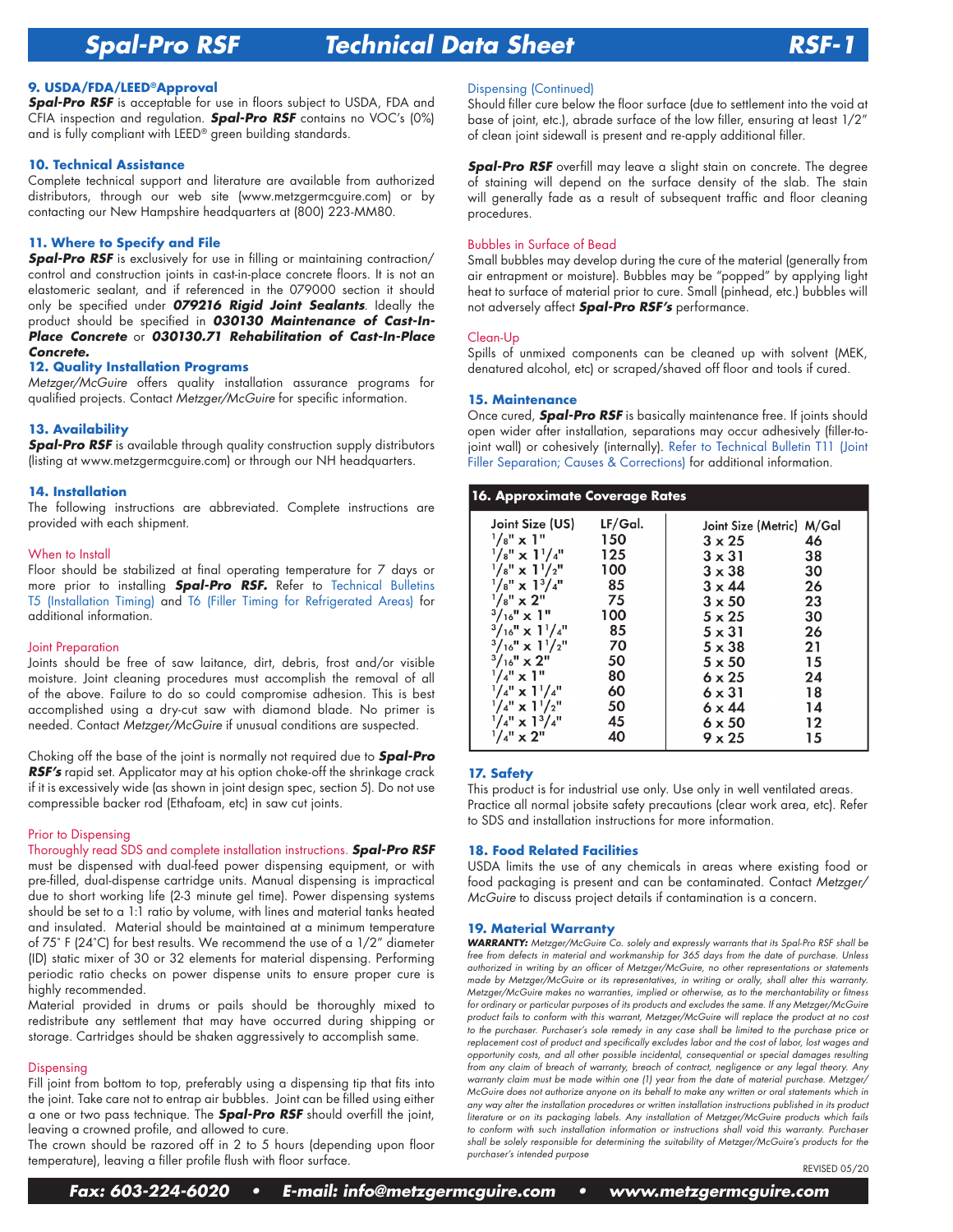### 9. USDA/FDA/LEED® Approval

***Spal-Pro RSF*** is acceptable for use in floors subject to USDA, FDA and CFIA inspection and regulation. ***Spal-Pro RSF*** contains no VOC's (0%) and is fully compliant with LEED® green building standards.

### 10. Technical Assistance

Complete technical support and literature are available from authorized distributors, through our web site (www.metzgermcguire.com) or by contacting our New Hampshire headquarters at (800) 223-MM80.

### 11. Where to Specify and File

***Spal-Pro RSF*** is exclusively for use in filling or maintaining contraction/control and construction joints in cast-in-place concrete floors. It is not an elastomeric sealant, and if referenced in the 079000 section it should only be specified under ***079216 Rigid Joint Sealants***. Ideally the product should be specified in ***030130 Maintenance of Cast-In-Place Concrete*** or ***030130.71 Rehabilitation of Cast-In-Place Concrete.***

### 12. Quality Installation Programs

*Metzger/McGuire* offers quality installation assurance programs for qualified projects. Contact *Metzger/McGuire* for specific information.

### 13. Availability

***Spal-Pro RSF*** is available through quality construction supply distributors (listing at www.metzgermcguire.com) or through our NH headquarters.

### 14. Installation

The following instructions are abbreviated. Complete instructions are provided with each shipment.

#### When to Install

Floor should be stabilized at final operating temperature for 7 days or more prior to installing ***Spal-Pro RSF.*** Refer to Technical Bulletins T5 (Installation Timing) and T6 (Filler Timing for Refrigerated Areas) for additional information.

#### Joint Preparation

Joints should be free of saw laitance, dirt, debris, frost and/or visible moisture. Joint cleaning procedures must accomplish the removal of all of the above. Failure to do so could compromise adhesion. This is best accomplished using a dry-cut saw with diamond blade. No primer is needed. Contact *Metzger/McGuire* if unusual conditions are suspected.

Choking off the base of the joint is normally not required due to ***Spal-Pro RSF's*** rapid set. Applicator may at his option choke-off the shrinkage crack if it is excessively wide (as shown in joint design spec, section 5). Do not use compressible backer rod (Ethafoam, etc) in saw cut joints.

#### Prior to Dispensing

Thoroughly read SDS and complete installation instructions. ***Spal-Pro RSF*** must be dispensed with dual-feed power dispensing equipment, or with pre-filled, dual-dispense cartridge units. Manual dispensing is impractical due to short working life (2-3 minute gel time). Power dispensing systems should be set to a 1:1 ratio by volume, with lines and material tanks heated and insulated. Material should be maintained at a minimum temperature of 75° F (24°C) for best results. We recommend the use of a 1/2" diameter (ID) static mixer of 30 or 32 elements for material dispensing. Performing periodic ratio checks on power dispense units to ensure proper cure is highly recommended.

Material provided in drums or pails should be thoroughly mixed to redistribute any settlement that may have occurred during shipping or storage. Cartridges should be shaken aggressively to accomplish same.

#### Dispensing

Fill joint from bottom to top, preferably using a dispensing tip that fits into the joint. Take care not to entrap air bubbles. Joint can be filled using either a one or two pass technique. The ***Spal-Pro RSF*** should overfill the joint, leaving a crowned profile, and allowed to cure.

The crown should be razored off in 2 to 5 hours (depending upon floor temperature), leaving a filler profile flush with floor surface.

#### Dispensing (Continued)

Should filler cure below the floor surface (due to settlement into the void at base of joint, etc.), abrade surface of the low filler, ensuring at least 1/2" of clean joint sidewall is present and re-apply additional filler.

***Spal-Pro RSF*** overfill may leave a slight stain on concrete. The degree of staining will depend on the surface density of the slab. The stain will generally fade as a result of subsequent traffic and floor cleaning procedures.

#### Bubbles in Surface of Bead

Small bubbles may develop during the cure of the material (generally from air entrapment or moisture). Bubbles may be "popped" by applying light heat to surface of material prior to cure. Small (pinhead, etc.) bubbles will not adversely affect ***Spal-Pro RSF's*** performance.

#### Clean-Up

Spills of unmixed components can be cleaned up with solvent (MEK, denatured alcohol, etc) or scraped/shaved off floor and tools if cured.

### 15. Maintenance

Once cured, ***Spal-Pro RSF*** is basically maintenance free. If joints should open wider after installation, separations may occur adhesively (filler-to-joint wall) or cohesively (internally). Refer to Technical Bulletin T11 (Joint Filler Separation; Causes & Corrections) for additional information.

### 16. Approximate Coverage Rates

| Joint Size (US) | LF/Gal. | Joint Size (Metric) | M/Gal |
|---|---|---|---|
| 1/8" x 1" | 150 | 3 x 25 | 46 |
| 1/8" x 1 1/4" | 125 | 3 x 31 | 38 |
| 1/8" x 1 1/2" | 100 | 3 x 38 | 30 |
| 1/8" x 1 3/4" | 85 | 3 x 44 | 26 |
| 1/8" x 2" | 75 | 3 x 50 | 23 |
| 3/16" x 1" | 100 | 5 x 25 | 30 |
| 3/16" x 1 1/4" | 85 | 5 x 31 | 26 |
| 3/16" x 1 1/2" | 70 | 5 x 38 | 21 |
| 3/16" x 2" | 50 | 5 x 50 | 15 |
| 1/4" x 1" | 80 | 6 x 25 | 24 |
| 1/4" x 1 1/4" | 60 | 6 x 31 | 18 |
| 1/4" x 1 1/2" | 50 | 6 x 44 | 14 |
| 1/4" x 1 3/4" | 45 | 6 x 50 | 12 |
| 1/4" x 2" | 40 | 9 x 25 | 15 |

### 17. Safety

This product is for industrial use only. Use only in well ventilated areas. Practice all normal jobsite safety precautions (clear work area, etc). Refer to SDS and installation instructions for more information.

### 18. Food Related Facilities

USDA limits the use of any chemicals in areas where existing food or food packaging is present and can be contaminated. Contact *Metzger/McGuire* to discuss project details if contamination is a concern.

### 19. Material Warranty

***WARRANTY:*** *Metzger/McGuire Co. solely and expressly warrants that its Spal-Pro RSF shall be free from defects in material and workmanship for 365 days from the date of purchase. Unless authorized in writing by an officer of Metzger/McGuire, no other representations or statements made by Metzger/McGuire or its representatives, in writing or orally, shall alter this warranty. Metzger/McGuire makes no warranties, implied or otherwise, as to the merchantability or fitness for ordinary or particular purposes of its products and excludes the same. If any Metzger/McGuire product fails to conform with this warrant, Metzger/McGuire will replace the product at no cost to the purchaser. Purchaser's sole remedy in any case shall be limited to the purchase price or replacement cost of product and specifically excludes labor and the cost of labor, lost wages and opportunity costs, and all other possible incidental, consequential or special damages resulting from any claim of breach of warranty, breach of contract, negligence or any legal theory. Any warranty claim must be made within one (1) year from the date of material purchase. Metzger/McGuire does not authorize anyone on its behalf to make any written or oral statements which in any way alter the installation procedures or written installation instructions published in its product literature or on its packaging labels. Any installation of Metzger/McGuire products which fails to conform with such installation information or instructions shall void this warranty. Purchaser shall be solely responsible for determining the suitability of Metzger/McGuire's products for the purchaser's intended purpose*

REVISED 05/20